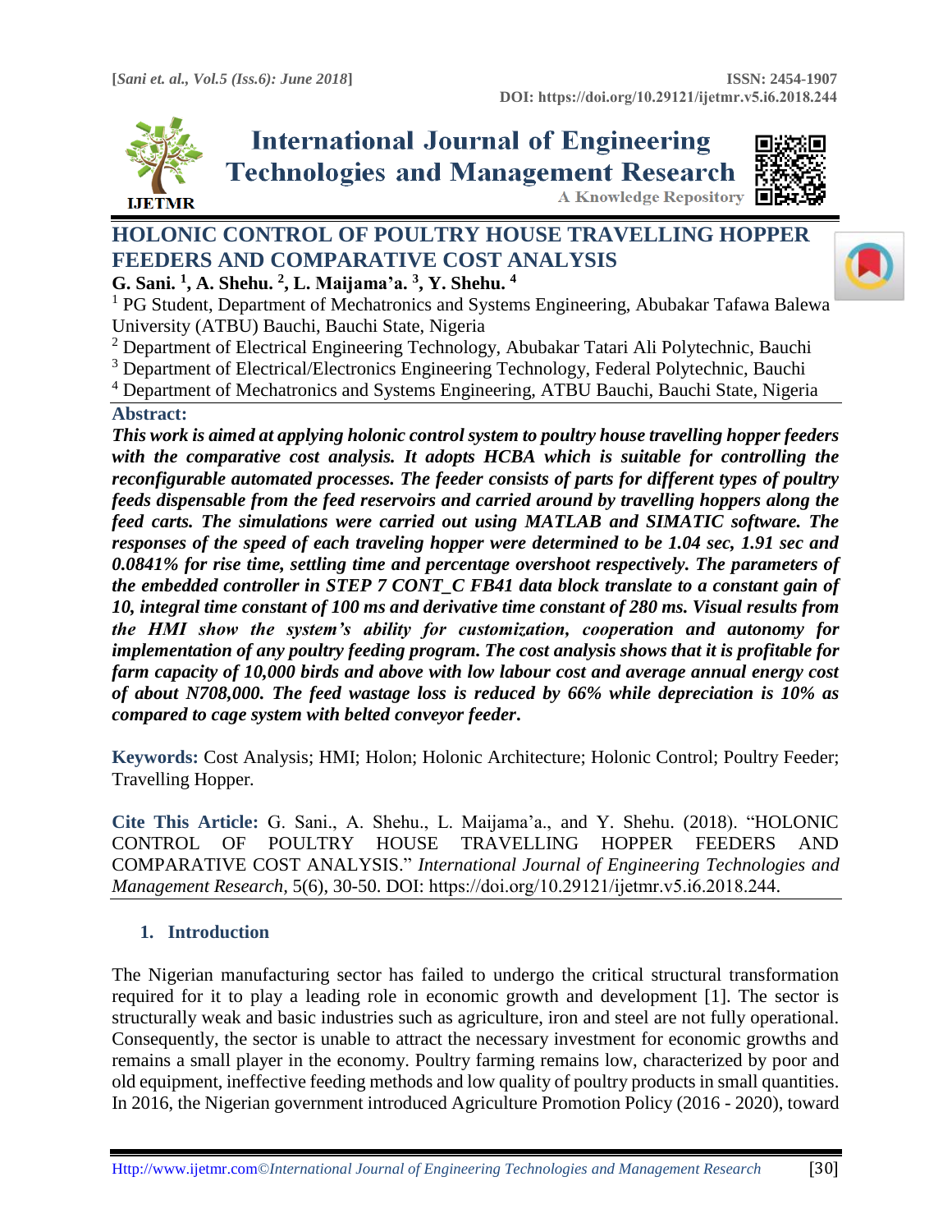# HOLONIC CONTROL OF POULTRY HOUSE TRAVELLING HOPPER FEEDERS AND COMPARATIVE COST ANALYSIS

**G. Sani. [1], A. Shehu. [2], L. Maijama'a. [3], Y. Shehu. [4]**

[1] PG Student, Department of Mechatronics and Systems Engineering, Abubakar Tafawa Balewa University (ATBU) Bauchi, Bauchi State, Nigeria

[2] Department of Electrical Engineering Technology, Abubakar Tatari Ali Polytechnic, Bauchi

[3] Department of Electrical/Electronics Engineering Technology, Federal Polytechnic, Bauchi

[4] Department of Mechatronics and Systems Engineering, ATBU Bauchi, Bauchi State, Nigeria

**Abstract:**

***This work is aimed at applying holonic control system to poultry house travelling hopper feeders with the comparative cost analysis. It adopts HCBA which is suitable for controlling the reconfigurable automated processes. The feeder consists of parts for different types of poultry feeds dispensable from the feed reservoirs and carried around by travelling hoppers along the feed carts. The simulations were carried out using MATLAB and SIMATIC software. The responses of the speed of each traveling hopper were determined to be 1.04 sec, 1.91 sec and 0.0841% for rise time, settling time and percentage overshoot respectively. The parameters of the embedded controller in STEP 7 CONT_C FB41 data block translate to a constant gain of 10, integral time constant of 100 ms and derivative time constant of 280 ms. Visual results from the HMI show the system's ability for customization, cooperation and autonomy for implementation of any poultry feeding program. The cost analysis shows that it is profitable for farm capacity of 10,000 birds and above with low labour cost and average annual energy cost of about N708,000. The feed wastage loss is reduced by 66% while depreciation is 10% as compared to cage system with belted conveyor feeder.***

**Keywords:** Cost Analysis; HMI; Holon; Holonic Architecture; Holonic Control; Poultry Feeder; Travelling Hopper.

**Cite This Article:** G. Sani., A. Shehu., L. Maijama'a., and Y. Shehu. (2018). "HOLONIC CONTROL OF POULTRY HOUSE TRAVELLING HOPPER FEEDERS AND COMPARATIVE COST ANALYSIS." *International Journal of Engineering Technologies and Management Research,* 5(6), 30-50. DOI: https://doi.org/10.29121/ijetmr.v5.i6.2018.244.

## 1. Introduction

The Nigerian manufacturing sector has failed to undergo the critical structural transformation required for it to play a leading role in economic growth and development [1]. The sector is structurally weak and basic industries such as agriculture, iron and steel are not fully operational. Consequently, the sector is unable to attract the necessary investment for economic growths and remains a small player in the economy. Poultry farming remains low, characterized by poor and old equipment, ineffective feeding methods and low quality of poultry products in small quantities. In 2016, the Nigerian government introduced Agriculture Promotion Policy (2016 - 2020), toward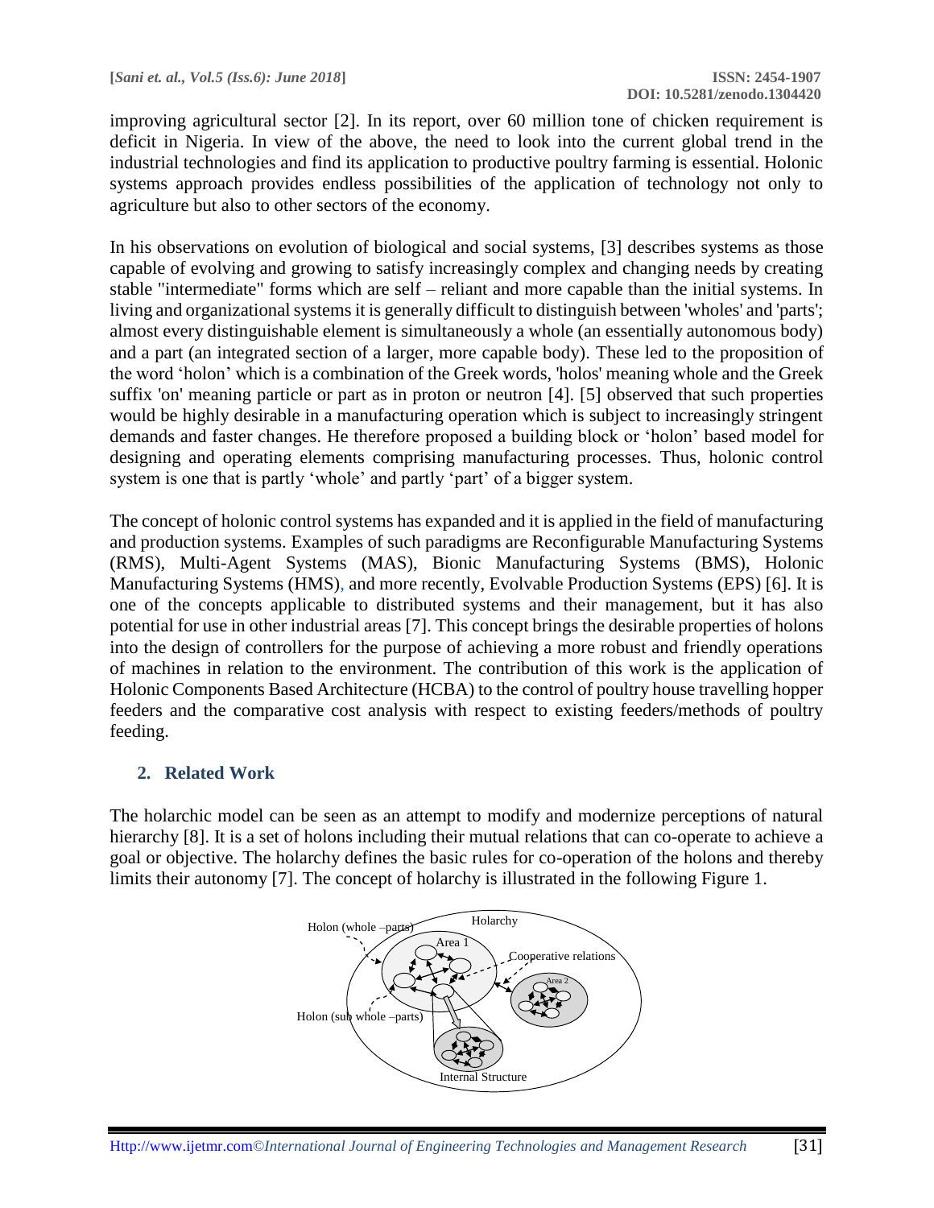improving agricultural sector [2]. In its report, over 60 million tone of chicken requirement is deficit in Nigeria. In view of the above, the need to look into the current global trend in the industrial technologies and find its application to productive poultry farming is essential. Holonic systems approach provides endless possibilities of the application of technology not only to agriculture but also to other sectors of the economy.

In his observations on evolution of biological and social systems, [3] describes systems as those capable of evolving and growing to satisfy increasingly complex and changing needs by creating stable "intermediate" forms which are self – reliant and more capable than the initial systems. In living and organizational systems it is generally difficult to distinguish between 'wholes' and 'parts'; almost every distinguishable element is simultaneously a whole (an essentially autonomous body) and a part (an integrated section of a larger, more capable body). These led to the proposition of the word 'holon' which is a combination of the Greek words, 'holos' meaning whole and the Greek suffix 'on' meaning particle or part as in proton or neutron [4]. [5] observed that such properties would be highly desirable in a manufacturing operation which is subject to increasingly stringent demands and faster changes. He therefore proposed a building block or 'holon' based model for designing and operating elements comprising manufacturing processes. Thus, holonic control system is one that is partly 'whole' and partly 'part' of a bigger system.

The concept of holonic control systems has expanded and it is applied in the field of manufacturing and production systems. Examples of such paradigms are Reconfigurable Manufacturing Systems (RMS), Multi-Agent Systems (MAS), Bionic Manufacturing Systems (BMS), Holonic Manufacturing Systems (HMS), and more recently, Evolvable Production Systems (EPS) [6]. It is one of the concepts applicable to distributed systems and their management, but it has also potential for use in other industrial areas [7]. This concept brings the desirable properties of holons into the design of controllers for the purpose of achieving a more robust and friendly operations of machines in relation to the environment. The contribution of this work is the application of Holonic Components Based Architecture (HCBA) to the control of poultry house travelling hopper feeders and the comparative cost analysis with respect to existing feeders/methods of poultry feeding.

## 2. Related Work

The holarchic model can be seen as an attempt to modify and modernize perceptions of natural hierarchy [8]. It is a set of holons including their mutual relations that can co-operate to achieve a goal or objective. The holarchy defines the basic rules for co-operation of the holons and thereby limits their autonomy [7]. The concept of holarchy is illustrated in the following Figure 1.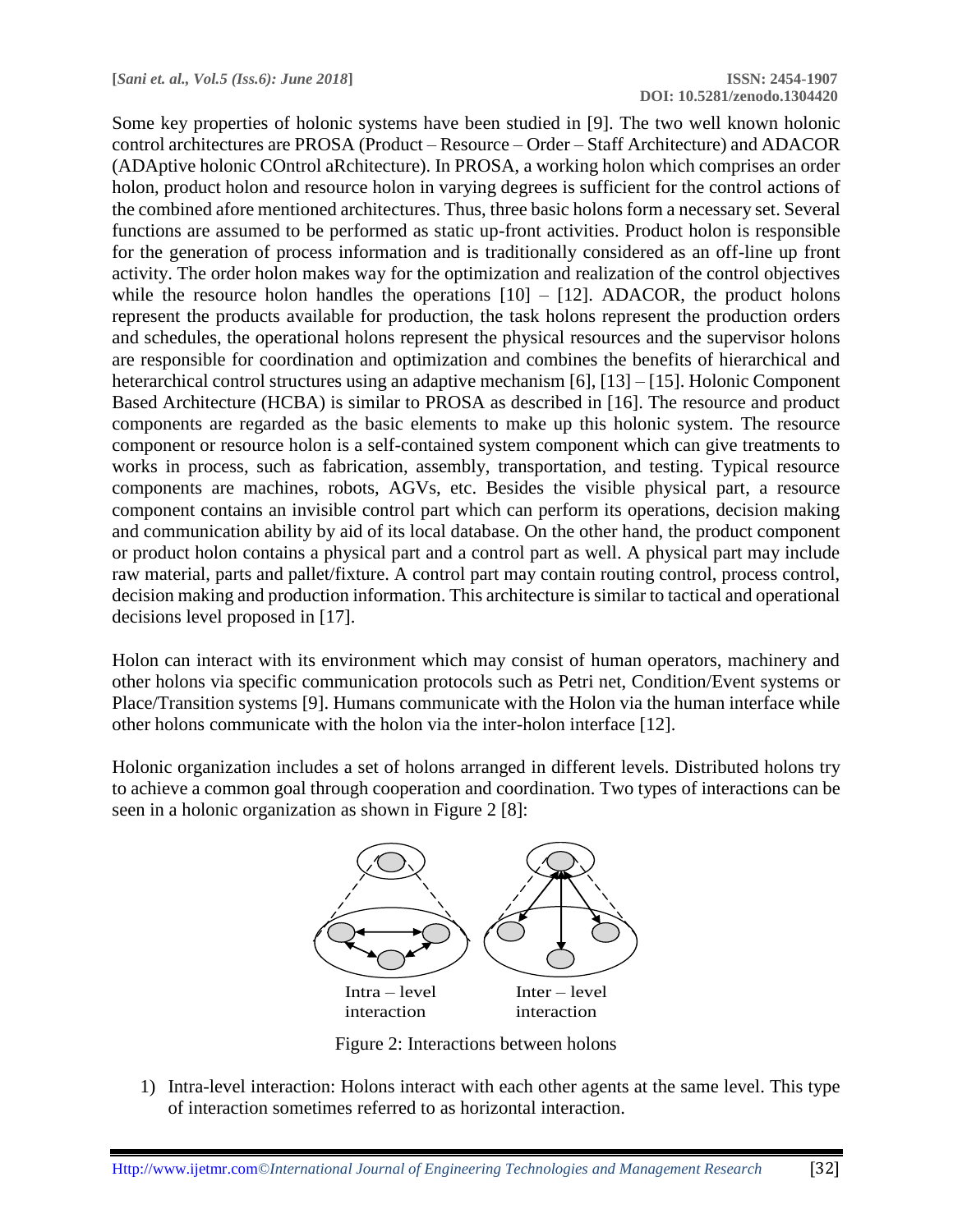Some key properties of holonic systems have been studied in [9]. The two well known holonic control architectures are PROSA (Product – Resource – Order – Staff Architecture) and ADACOR (ADAptive holonic COntrol aRchitecture). In PROSA, a working holon which comprises an order holon, product holon and resource holon in varying degrees is sufficient for the control actions of the combined afore mentioned architectures. Thus, three basic holons form a necessary set. Several functions are assumed to be performed as static up-front activities. Product holon is responsible for the generation of process information and is traditionally considered as an off-line up front activity. The order holon makes way for the optimization and realization of the control objectives while the resource holon handles the operations [10] – [12]. ADACOR, the product holons represent the products available for production, the task holons represent the production orders and schedules, the operational holons represent the physical resources and the supervisor holons are responsible for coordination and optimization and combines the benefits of hierarchical and heterarchical control structures using an adaptive mechanism [6], [13] – [15]. Holonic Component Based Architecture (HCBA) is similar to PROSA as described in [16]. The resource and product components are regarded as the basic elements to make up this holonic system. The resource component or resource holon is a self-contained system component which can give treatments to works in process, such as fabrication, assembly, transportation, and testing. Typical resource components are machines, robots, AGVs, etc. Besides the visible physical part, a resource component contains an invisible control part which can perform its operations, decision making and communication ability by aid of its local database. On the other hand, the product component or product holon contains a physical part and a control part as well. A physical part may include raw material, parts and pallet/fixture. A control part may contain routing control, process control, decision making and production information. This architecture is similar to tactical and operational decisions level proposed in [17].

Holon can interact with its environment which may consist of human operators, machinery and other holons via specific communication protocols such as Petri net, Condition/Event systems or Place/Transition systems [9]. Humans communicate with the Holon via the human interface while other holons communicate with the holon via the inter-holon interface [12].

Holonic organization includes a set of holons arranged in different levels. Distributed holons try to achieve a common goal through cooperation and coordination. Two types of interactions can be seen in a holonic organization as shown in Figure 2 [8]:

Intra – level interaction    Inter – level interaction

Figure 2: Interactions between holons

1) Intra-level interaction: Holons interact with each other agents at the same level. This type of interaction sometimes referred to as horizontal interaction.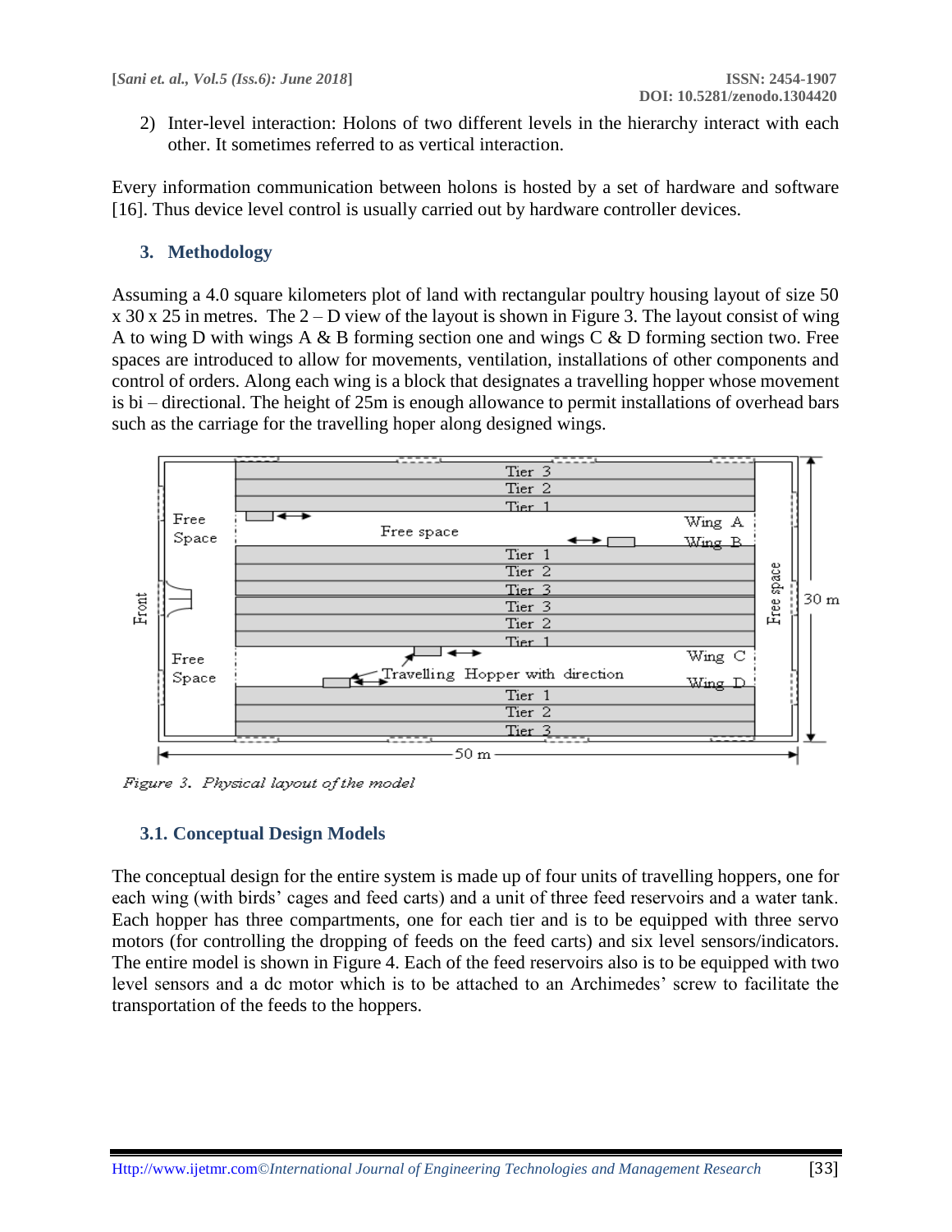2) Inter-level interaction: Holons of two different levels in the hierarchy interact with each other. It sometimes referred to as vertical interaction.

Every information communication between holons is hosted by a set of hardware and software [16]. Thus device level control is usually carried out by hardware controller devices.

## 3. Methodology

Assuming a 4.0 square kilometers plot of land with rectangular poultry housing layout of size 50 x 30 x 25 in metres. The 2 – D view of the layout is shown in Figure 3. The layout consist of wing A to wing D with wings A & B forming section one and wings C & D forming section two. Free spaces are introduced to allow for movements, ventilation, installations of other components and control of orders. Along each wing is a block that designates a travelling hopper whose movement is bi – directional. The height of 25m is enough allowance to permit installations of overhead bars such as the carriage for the travelling hoper along designed wings.

*Figure 3. Physical layout of the model*

### 3.1. Conceptual Design Models

The conceptual design for the entire system is made up of four units of travelling hoppers, one for each wing (with birds' cages and feed carts) and a unit of three feed reservoirs and a water tank. Each hopper has three compartments, one for each tier and is to be equipped with three servo motors (for controlling the dropping of feeds on the feed carts) and six level sensors/indicators. The entire model is shown in Figure 4. Each of the feed reservoirs also is to be equipped with two level sensors and a dc motor which is to be attached to an Archimedes' screw to facilitate the transportation of the feeds to the hoppers.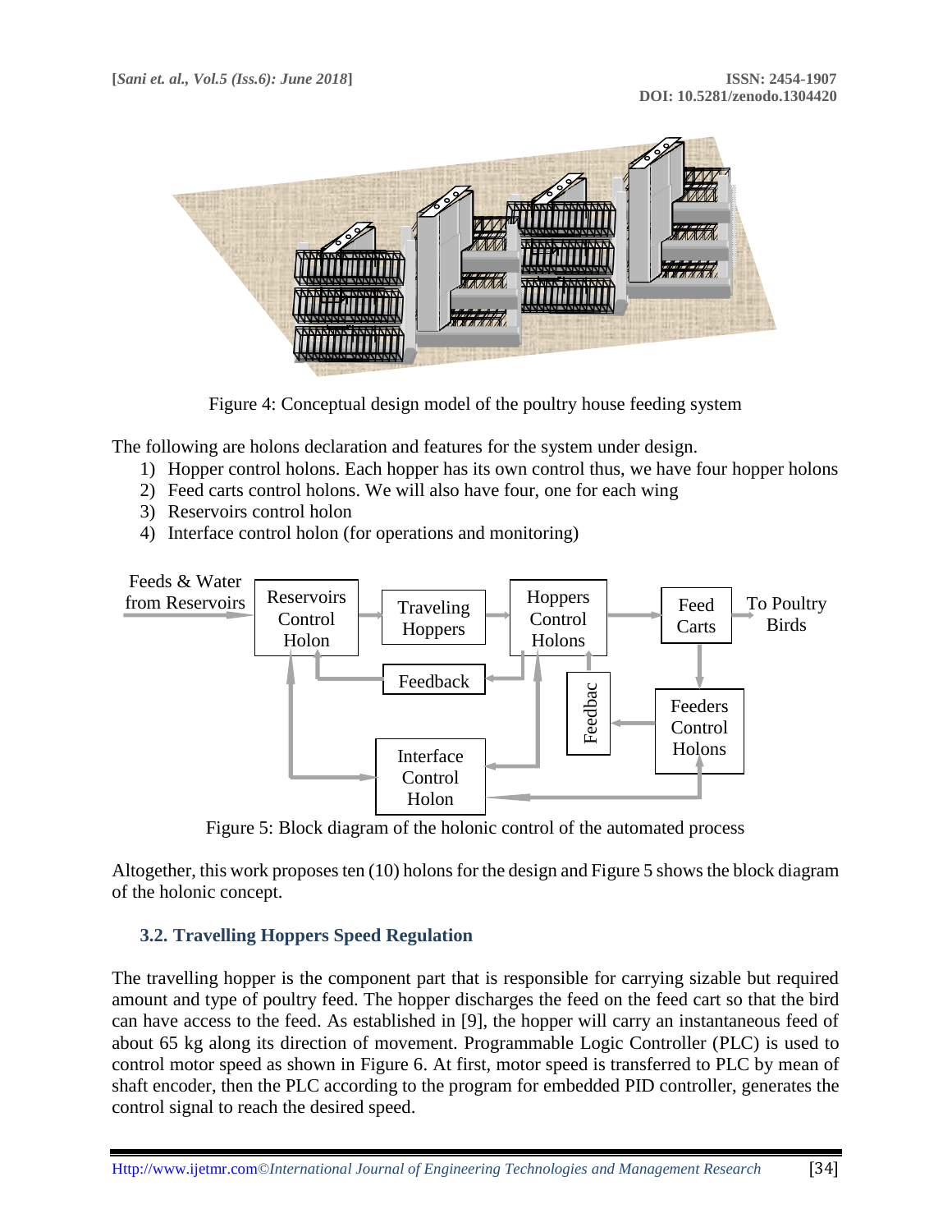Figure 4: Conceptual design model of the poultry house feeding system

The following are holons declaration and features for the system under design.

1) Hopper control holons. Each hopper has its own control thus, we have four hopper holons
2) Feed carts control holons. We will also have four, one for each wing
3) Reservoirs control holon
4) Interface control holon (for operations and monitoring)

Figure 5: Block diagram of the holonic control of the automated process

Altogether, this work proposes ten (10) holons for the design and Figure 5 shows the block diagram of the holonic concept.

### 3.2. Travelling Hoppers Speed Regulation

The travelling hopper is the component part that is responsible for carrying sizable but required amount and type of poultry feed. The hopper discharges the feed on the feed cart so that the bird can have access to the feed. As established in [9], the hopper will carry an instantaneous feed of about 65 kg along its direction of movement. Programmable Logic Controller (PLC) is used to control motor speed as shown in Figure 6. At first, motor speed is transferred to PLC by mean of shaft encoder, then the PLC according to the program for embedded PID controller, generates the control signal to reach the desired speed.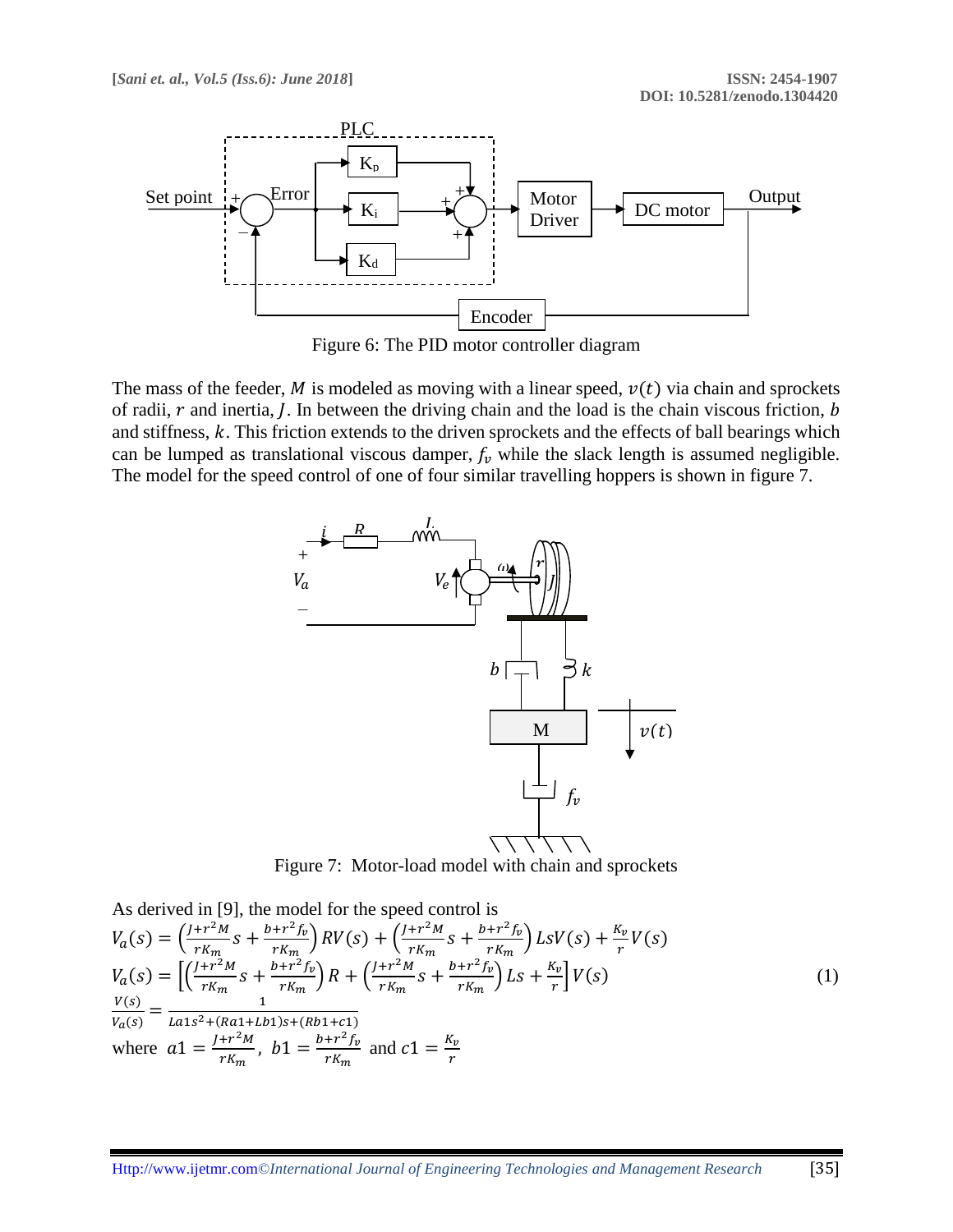Figure 6: The PID motor controller diagram

The mass of the feeder, $M$ is modeled as moving with a linear speed, $v(t)$ via chain and sprockets of radii, $r$ and inertia, $J$. In between the driving chain and the load is the chain viscous friction, $b$ and stiffness, $k$. This friction extends to the driven sprockets and the effects of ball bearings which can be lumped as translational viscous damper, $f_v$ while the slack length is assumed negligible. The model for the speed control of one of four similar travelling hoppers is shown in figure 7.

Figure 7: Motor-load model with chain and sprockets

As derived in [9], the model for the speed control is

$$V_a(s) = \left(\frac{J+r^2M}{rK_m}s + \frac{b+r^2f_v}{rK_m}\right)RV(s) + \left(\frac{J+r^2M}{rK_m}s + \frac{b+r^2f_v}{rK_m}\right)LsV(s) + \frac{K_v}{r}V(s)$$

$$V_a(s) = \left[\left(\frac{J+r^2M}{rK_m}s + \frac{b+r^2f_v}{rK_m}\right)R + \left(\frac{J+r^2M}{rK_m}s + \frac{b+r^2f_v}{rK_m}\right)Ls + \frac{K_v}{r}\right]V(s) \tag{1}$$

$$\frac{V(s)}{V_a(s)} = \frac{1}{La1s^2 + (Ra1 + Lb1)s + (Rb1 + c1)}$$

where $a1 = \frac{J+r^2M}{rK_m}$, $b1 = \frac{b+r^2f_v}{rK_m}$ and $c1 = \frac{K_v}{r}$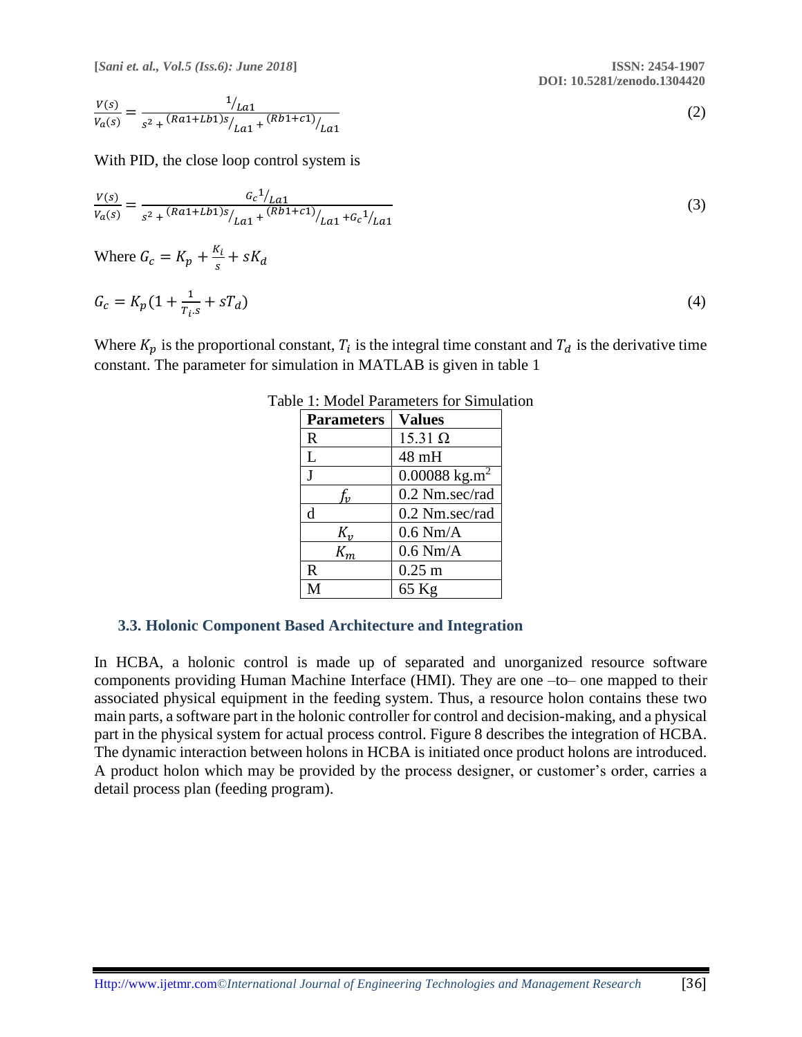$$\frac{V(s)}{V_a(s)} = \frac{1/_{La1}}{s^2 + {}^{(Ra1+Lb1)s}/_{La1} + {}^{(Rb1+c1)}/_{La1}} \tag{2}$$

With PID, the close loop control system is

$$\frac{V(s)}{V_a(s)} = \frac{G_c{}^1/_{La1}}{s^2 + {}^{(Ra1+Lb1)s}/_{La1} + {}^{(Rb1+c1)}/_{La1} + G_c{}^1/_{La1}} \tag{3}$$

Where $G_c = K_p + \frac{K_i}{s} + sK_d$

$$G_c = K_p(1 + \frac{1}{T_i.s} + sT_d) \tag{4}$$

Where $K_p$ is the proportional constant, $T_i$ is the integral time constant and $T_d$ is the derivative time constant. The parameter for simulation in MATLAB is given in table 1

Table 1: Model Parameters for Simulation

| Parameters | Values |
|---|---|
| R | 15.31 Ω |
| L | 48 mH |
| J | 0.00088 kg.m$^2$ |
| $f_v$ | 0.2 Nm.sec/rad |
| d | 0.2 Nm.sec/rad |
| $K_v$ | 0.6 Nm/A |
| $K_m$ | 0.6 Nm/A |
| R | 0.25 m |
| M | 65 Kg |

### 3.3. Holonic Component Based Architecture and Integration

In HCBA, a holonic control is made up of separated and unorganized resource software components providing Human Machine Interface (HMI). They are one –to– one mapped to their associated physical equipment in the feeding system. Thus, a resource holon contains these two main parts, a software part in the holonic controller for control and decision-making, and a physical part in the physical system for actual process control. Figure 8 describes the integration of HCBA. The dynamic interaction between holons in HCBA is initiated once product holons are introduced. A product holon which may be provided by the process designer, or customer's order, carries a detail process plan (feeding program).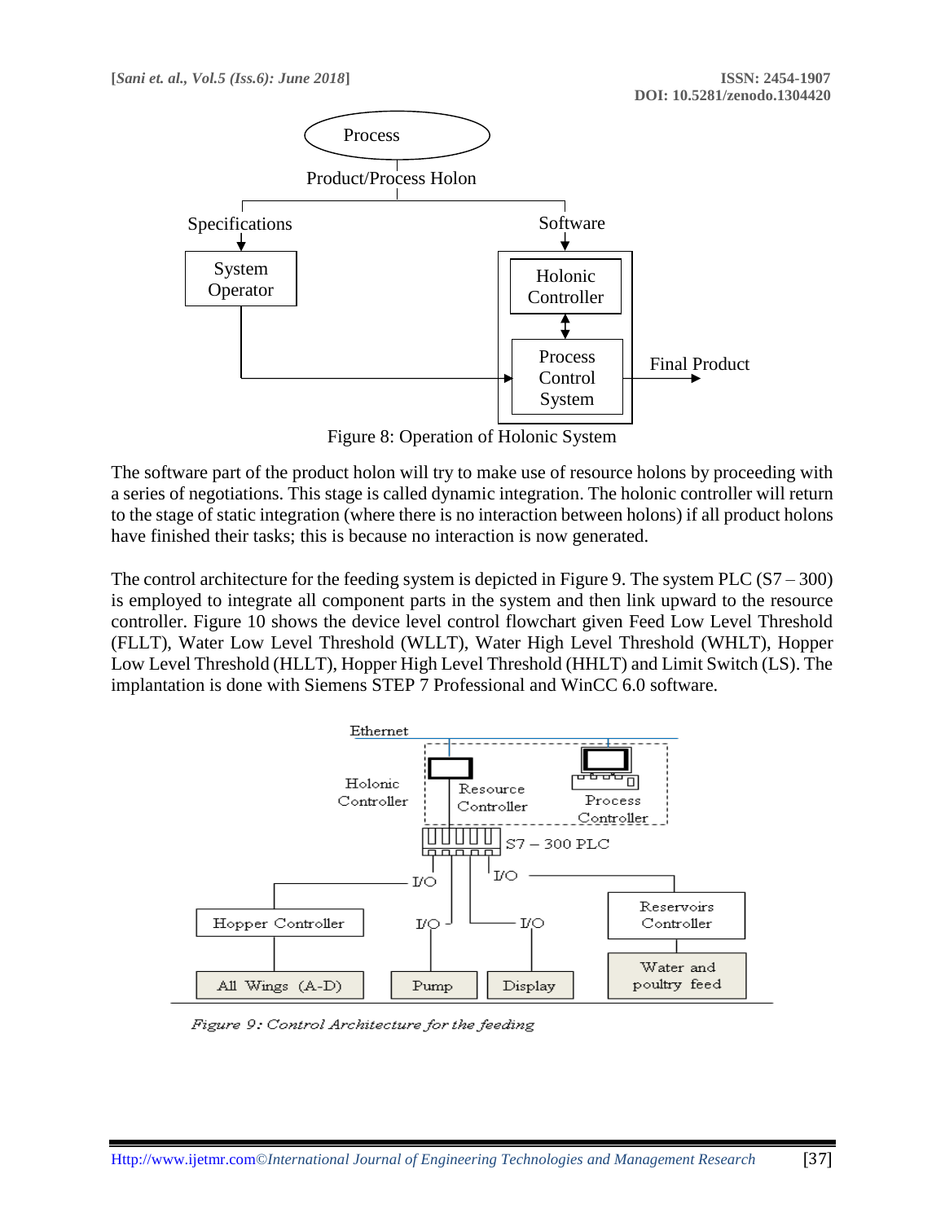Figure 8: Operation of Holonic System

The software part of the product holon will try to make use of resource holons by proceeding with a series of negotiations. This stage is called dynamic integration. The holonic controller will return to the stage of static integration (where there is no interaction between holons) if all product holons have finished their tasks; this is because no interaction is now generated.

The control architecture for the feeding system is depicted in Figure 9. The system PLC (S7 – 300) is employed to integrate all component parts in the system and then link upward to the resource controller. Figure 10 shows the device level control flowchart given Feed Low Level Threshold (FLLT), Water Low Level Threshold (WLLT), Water High Level Threshold (WHLT), Hopper Low Level Threshold (HLLT), Hopper High Level Threshold (HHLT) and Limit Switch (LS). The implantation is done with Siemens STEP 7 Professional and WinCC 6.0 software.

*Figure 9: Control Architecture for the feeding*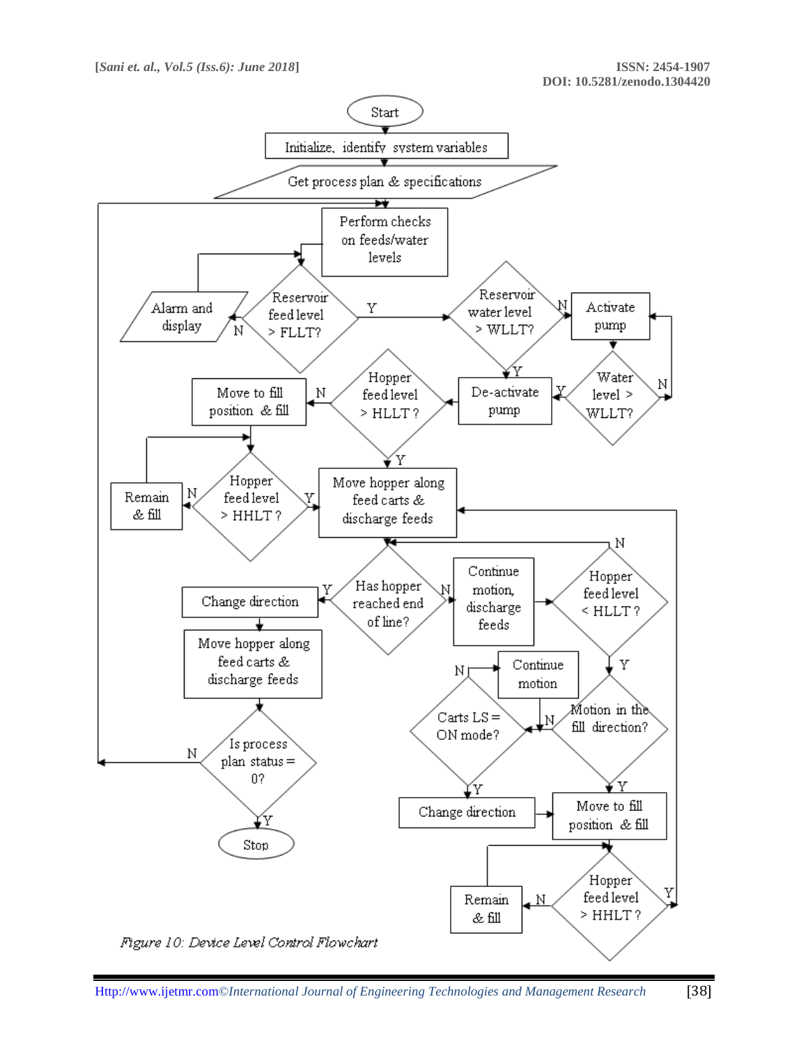Start

Initialize, identify system variables

Get process plan & specifications

Perform checks on feeds/water levels

Reservoir feed level > FLLT?

N → Alarm and display

Y → Reservoir water level > WLLT?

N → Activate pump

Water level > WLLT?

N → Activate pump

Y → De-activate pump

Hopper feed level > HLLT ?

N → Move to fill position & fill

Hopper feed level > HHLT ?

N → Remain & fill

Y → Move hopper along feed carts & discharge feeds

Has hopper reached end of line?

Y → Change direction

Move hopper along feed carts & discharge feeds

Is process plan status = 0?

N → Perform checks on feeds/water levels

Y → Stop

N → Continue motion, discharge feeds

Hopper feed level < HLLT ?

N → Has hopper reached end of line?

Y → Motion in the fill direction?

N → Carts LS = ON mode?

N → Continue motion

Y → Change direction

Y → Move to fill position & fill

Hopper feed level > HHLT ?

N → Remain & fill

Y → Move hopper along feed carts & discharge feeds

*Figure 10: Device Level Control Flowchart*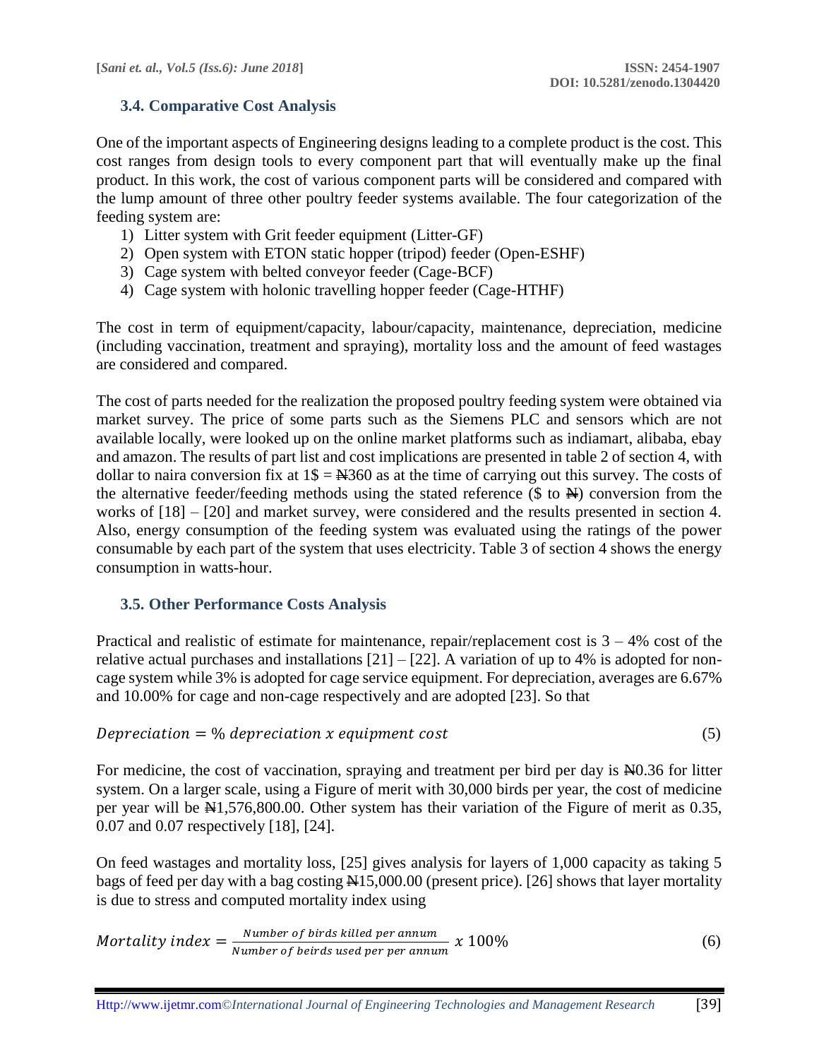### 3.4. Comparative Cost Analysis

One of the important aspects of Engineering designs leading to a complete product is the cost. This cost ranges from design tools to every component part that will eventually make up the final product. In this work, the cost of various component parts will be considered and compared with the lump amount of three other poultry feeder systems available. The four categorization of the feeding system are:

1) Litter system with Grit feeder equipment (Litter-GF)
2) Open system with ETON static hopper (tripod) feeder (Open-ESHF)
3) Cage system with belted conveyor feeder (Cage-BCF)
4) Cage system with holonic travelling hopper feeder (Cage-HTHF)

The cost in term of equipment/capacity, labour/capacity, maintenance, depreciation, medicine (including vaccination, treatment and spraying), mortality loss and the amount of feed wastages are considered and compared.

The cost of parts needed for the realization the proposed poultry feeding system were obtained via market survey. The price of some parts such as the Siemens PLC and sensors which are not available locally, were looked up on the online market platforms such as indiamart, alibaba, ebay and amazon. The results of part list and cost implications are presented in table 2 of section 4, with dollar to naira conversion fix at 1$ = ₦360 as at the time of carrying out this survey. The costs of the alternative feeder/feeding methods using the stated reference ($ to ₦) conversion from the works of [18] – [20] and market survey, were considered and the results presented in section 4. Also, energy consumption of the feeding system was evaluated using the ratings of the power consumable by each part of the system that uses electricity. Table 3 of section 4 shows the energy consumption in watts-hour.

### 3.5. Other Performance Costs Analysis

Practical and realistic of estimate for maintenance, repair/replacement cost is 3 – 4% cost of the relative actual purchases and installations [21] – [22]. A variation of up to 4% is adopted for non-cage system while 3% is adopted for cage service equipment. For depreciation, averages are 6.67% and 10.00% for cage and non-cage respectively and are adopted [23]. So that

$$Depreciation = \%\ depreciation\ x\ equipment\ cost \tag{5}$$

For medicine, the cost of vaccination, spraying and treatment per bird per day is ₦0.36 for litter system. On a larger scale, using a Figure of merit with 30,000 birds per year, the cost of medicine per year will be ₦1,576,800.00. Other system has their variation of the Figure of merit as 0.35, 0.07 and 0.07 respectively [18], [24].

On feed wastages and mortality loss, [25] gives analysis for layers of 1,000 capacity as taking 5 bags of feed per day with a bag costing ₦15,000.00 (present price). [26] shows that layer mortality is due to stress and computed mortality index using

$$Mortality\ index = \frac{Number\ of\ birds\ killed\ per\ annum}{Number\ of\ beirds\ used\ per\ per\ annum}\ x\ 100\% \tag{6}$$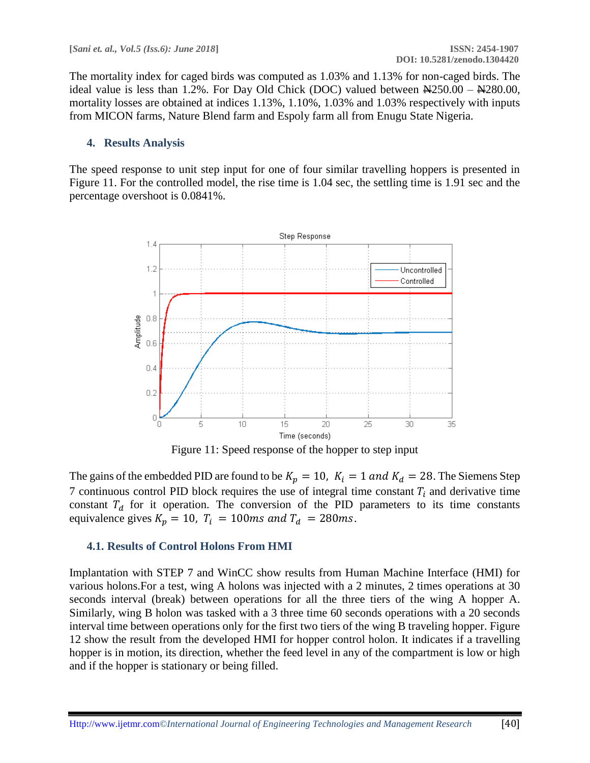The mortality index for caged birds was computed as 1.03% and 1.13% for non-caged birds. The ideal value is less than 1.2%. For Day Old Chick (DOC) valued between ₦250.00 – ₦280.00, mortality losses are obtained at indices 1.13%, 1.10%, 1.03% and 1.03% respectively with inputs from MICON farms, Nature Blend farm and Espoly farm all from Enugu State Nigeria.

## 4. Results Analysis

The speed response to unit step input for one of four similar travelling hoppers is presented in Figure 11. For the controlled model, the rise time is 1.04 sec, the settling time is 1.91 sec and the percentage overshoot is 0.0841%.

Figure 11: Speed response of the hopper to step input

The gains of the embedded PID are found to be $K_p = 10,\ K_i = 1\ and\ K_d = 28$. The Siemens Step 7 continuous control PID block requires the use of integral time constant $T_i$ and derivative time constant $T_d$ for it operation. The conversion of the PID parameters to its time constants equivalence gives $K_p = 10,\ T_i = 100ms\ and\ T_d = 280ms$.

### 4.1. Results of Control Holons From HMI

Implantation with STEP 7 and WinCC show results from Human Machine Interface (HMI) for various holons.For a test, wing A holons was injected with a 2 minutes, 2 times operations at 30 seconds interval (break) between operations for all the three tiers of the wing A hopper A. Similarly, wing B holon was tasked with a 3 three time 60 seconds operations with a 20 seconds interval time between operations only for the first two tiers of the wing B traveling hopper. Figure 12 show the result from the developed HMI for hopper control holon. It indicates if a travelling hopper is in motion, its direction, whether the feed level in any of the compartment is low or high and if the hopper is stationary or being filled.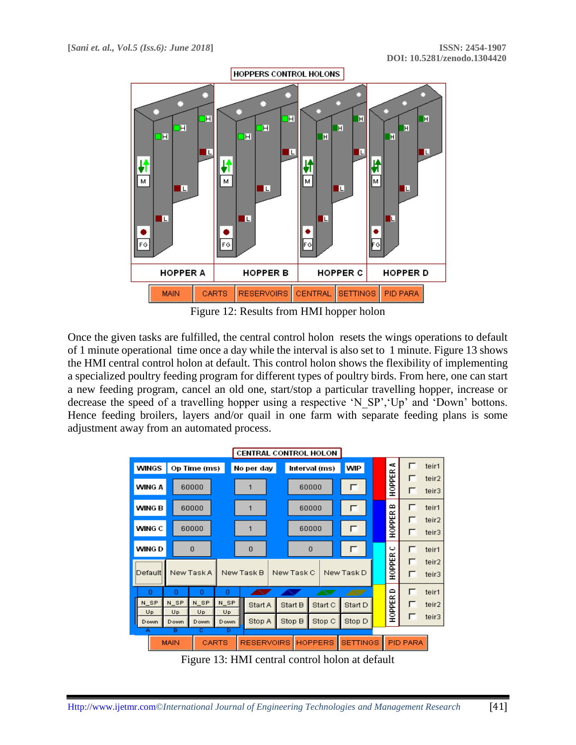Figure 12: Results from HMI hopper holon

Once the given tasks are fulfilled, the central control holon resets the wings operations to default of 1 minute operational time once a day while the interval is also set to 1 minute. Figure 13 shows the HMI central control holon at default. This control holon shows the flexibility of implementing a specialized poultry feeding program for different types of poultry birds. From here, one can start a new feeding program, cancel an old one, start/stop a particular travelling hopper, increase or decrease the speed of a travelling hopper using a respective 'N_SP','Up' and 'Down' bottons. Hence feeding broilers, layers and/or quail in one farm with separate feeding plans is some adjustment away from an automated process.

Figure 13: HMI central control holon at default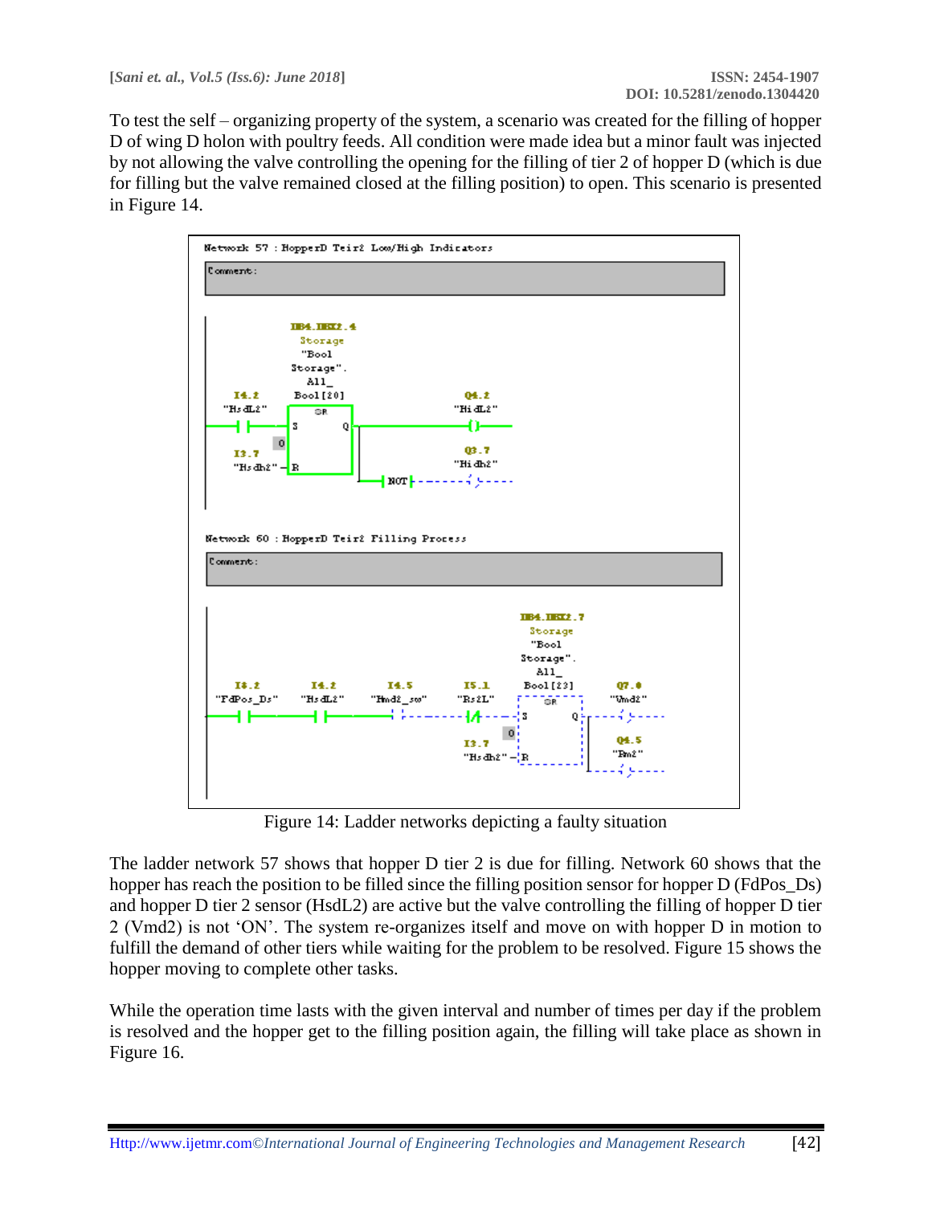To test the self – organizing property of the system, a scenario was created for the filling of hopper D of wing D holon with poultry feeds. All condition were made idea but a minor fault was injected by not allowing the valve controlling the opening for the filling of tier 2 of hopper D (which is due for filling but the valve remained closed at the filling position) to open. This scenario is presented in Figure 14.

Figure 14: Ladder networks depicting a faulty situation

The ladder network 57 shows that hopper D tier 2 is due for filling. Network 60 shows that the hopper has reach the position to be filled since the filling position sensor for hopper D (FdPos_Ds) and hopper D tier 2 sensor (HsdL2) are active but the valve controlling the filling of hopper D tier 2 (Vmd2) is not 'ON'. The system re-organizes itself and move on with hopper D in motion to fulfill the demand of other tiers while waiting for the problem to be resolved. Figure 15 shows the hopper moving to complete other tasks.

While the operation time lasts with the given interval and number of times per day if the problem is resolved and the hopper get to the filling position again, the filling will take place as shown in Figure 16.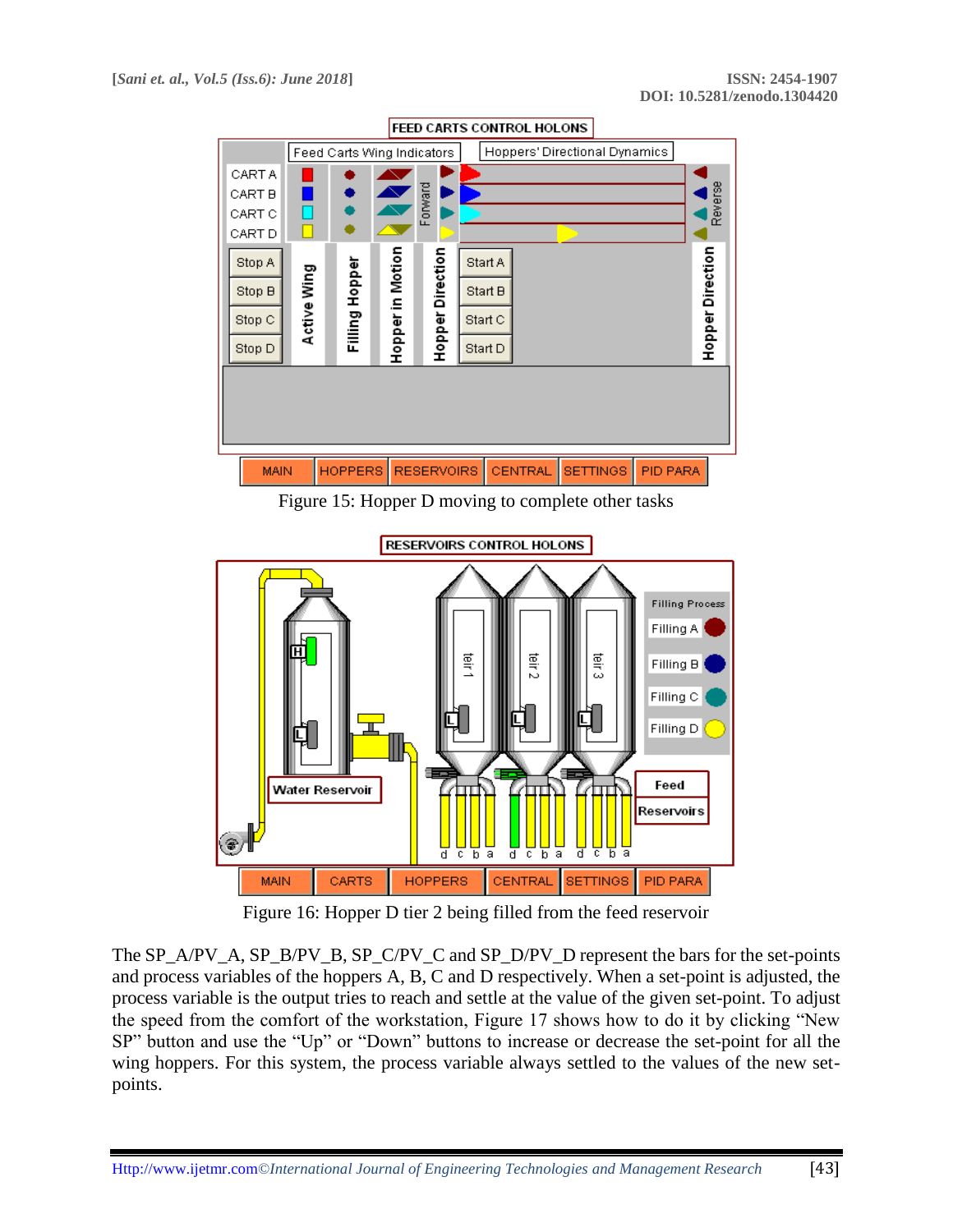Figure 15: Hopper D moving to complete other tasks

Figure 16: Hopper D tier 2 being filled from the feed reservoir

The SP_A/PV_A, SP_B/PV_B, SP_C/PV_C and SP_D/PV_D represent the bars for the set-points and process variables of the hoppers A, B, C and D respectively. When a set-point is adjusted, the process variable is the output tries to reach and settle at the value of the given set-point. To adjust the speed from the comfort of the workstation, Figure 17 shows how to do it by clicking "New SP" button and use the "Up" or "Down" buttons to increase or decrease the set-point for all the wing hoppers. For this system, the process variable always settled to the values of the new set-points.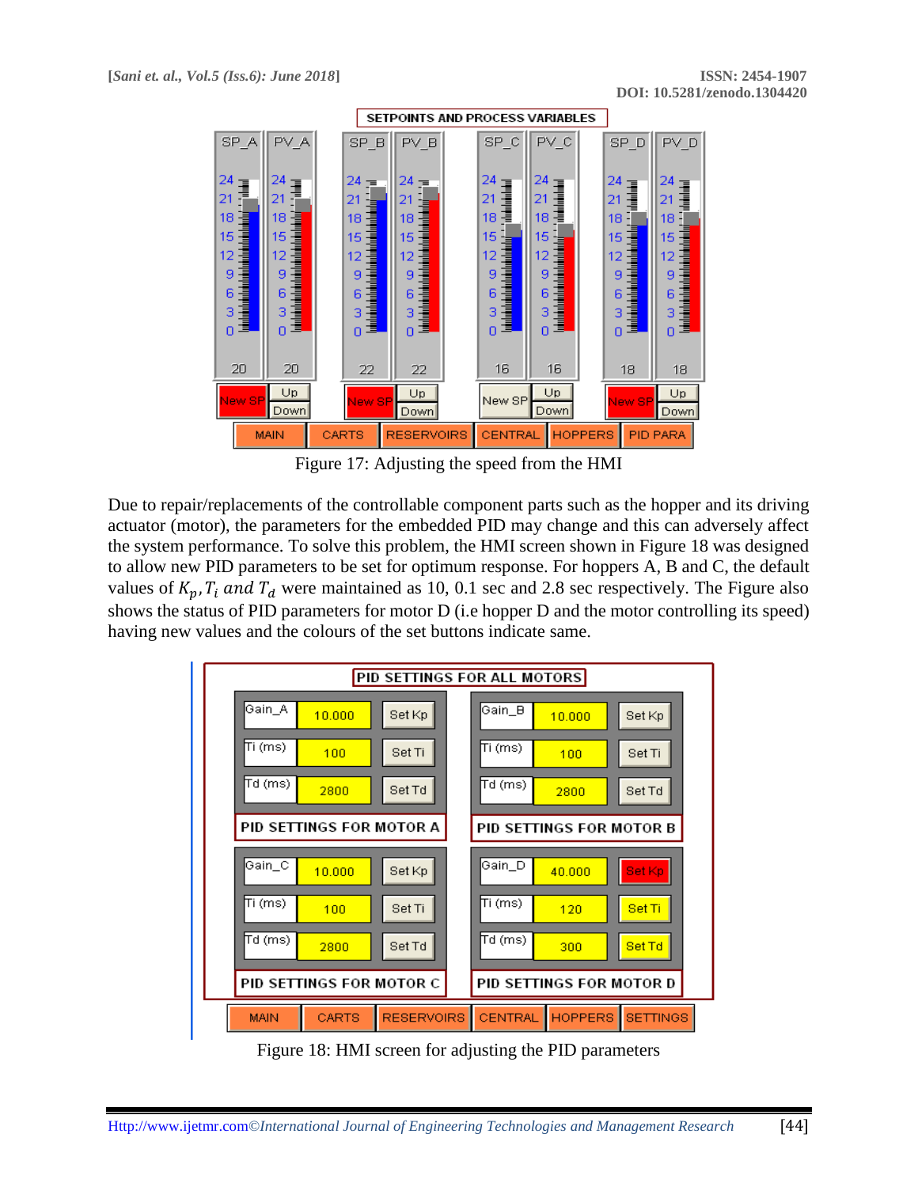Figure 17: Adjusting the speed from the HMI

Due to repair/replacements of the controllable component parts such as the hopper and its driving actuator (motor), the parameters for the embedded PID may change and this can adversely affect the system performance. To solve this problem, the HMI screen shown in Figure 18 was designed to allow new PID parameters to be set for optimum response. For hoppers A, B and C, the default values of $K_p, T_i$ *and* $T_d$ were maintained as 10, 0.1 sec and 2.8 sec respectively. The Figure also shows the status of PID parameters for motor D (i.e hopper D and the motor controlling its speed) having new values and the colours of the set buttons indicate same.

Figure 18: HMI screen for adjusting the PID parameters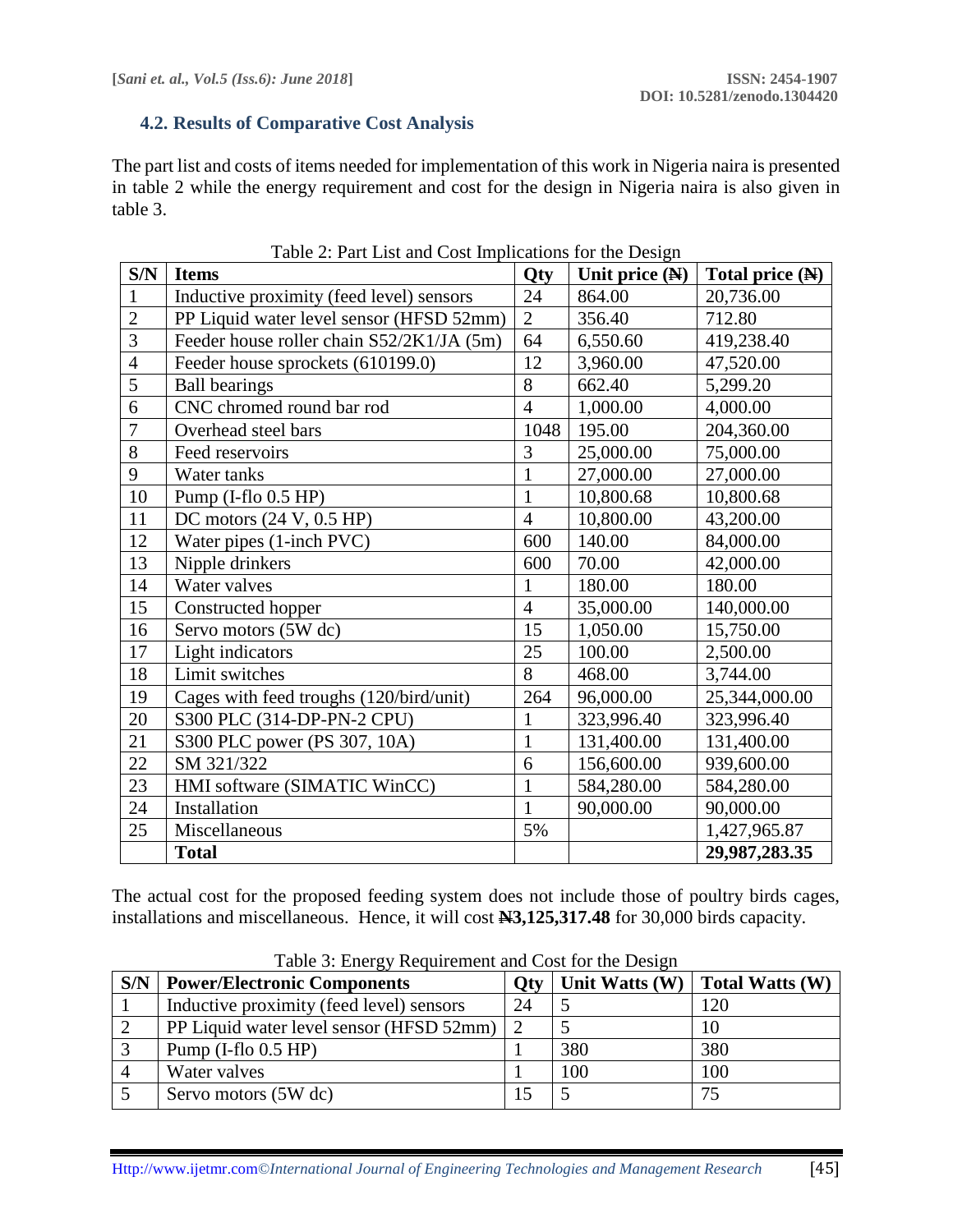### 4.2. Results of Comparative Cost Analysis

The part list and costs of items needed for implementation of this work in Nigeria naira is presented in table 2 while the energy requirement and cost for the design in Nigeria naira is also given in table 3.

Table 2: Part List and Cost Implications for the Design

| S/N | Items | Qty | Unit price (₦) | Total price (₦) |
|---|---|---|---|---|
| 1 | Inductive proximity (feed level) sensors | 24 | 864.00 | 20,736.00 |
| 2 | PP Liquid water level sensor (HFSD 52mm) | 2 | 356.40 | 712.80 |
| 3 | Feeder house roller chain S52/2K1/JA (5m) | 64 | 6,550.60 | 419,238.40 |
| 4 | Feeder house sprockets (610199.0) | 12 | 3,960.00 | 47,520.00 |
| 5 | Ball bearings | 8 | 662.40 | 5,299.20 |
| 6 | CNC chromed round bar rod | 4 | 1,000.00 | 4,000.00 |
| 7 | Overhead steel bars | 1048 | 195.00 | 204,360.00 |
| 8 | Feed reservoirs | 3 | 25,000.00 | 75,000.00 |
| 9 | Water tanks | 1 | 27,000.00 | 27,000.00 |
| 10 | Pump (I-flo 0.5 HP) | 1 | 10,800.68 | 10,800.68 |
| 11 | DC motors (24 V, 0.5 HP) | 4 | 10,800.00 | 43,200.00 |
| 12 | Water pipes (1-inch PVC) | 600 | 140.00 | 84,000.00 |
| 13 | Nipple drinkers | 600 | 70.00 | 42,000.00 |
| 14 | Water valves | 1 | 180.00 | 180.00 |
| 15 | Constructed hopper | 4 | 35,000.00 | 140,000.00 |
| 16 | Servo motors (5W dc) | 15 | 1,050.00 | 15,750.00 |
| 17 | Light indicators | 25 | 100.00 | 2,500.00 |
| 18 | Limit switches | 8 | 468.00 | 3,744.00 |
| 19 | Cages with feed troughs (120/bird/unit) | 264 | 96,000.00 | 25,344,000.00 |
| 20 | S300 PLC (314-DP-PN-2 CPU) | 1 | 323,996.40 | 323,996.40 |
| 21 | S300 PLC power (PS 307, 10A) | 1 | 131,400.00 | 131,400.00 |
| 22 | SM 321/322 | 6 | 156,600.00 | 939,600.00 |
| 23 | HMI software (SIMATIC WinCC) | 1 | 584,280.00 | 584,280.00 |
| 24 | Installation | 1 | 90,000.00 | 90,000.00 |
| 25 | Miscellaneous | 5% | | 1,427,965.87 |
| | **Total** | | | **29,987,283.35** |

The actual cost for the proposed feeding system does not include those of poultry birds cages, installations and miscellaneous. Hence, it will cost **₦3,125,317.48** for 30,000 birds capacity.

Table 3: Energy Requirement and Cost for the Design

| S/N | Power/Electronic Components | Qty | Unit Watts (W) | Total Watts (W) |
|---|---|---|---|---|
| 1 | Inductive proximity (feed level) sensors | 24 | 5 | 120 |
| 2 | PP Liquid water level sensor (HFSD 52mm) | 2 | 5 | 10 |
| 3 | Pump (I-flo 0.5 HP) | 1 | 380 | 380 |
| 4 | Water valves | 1 | 100 | 100 |
| 5 | Servo motors (5W dc) | 15 | 5 | 75 |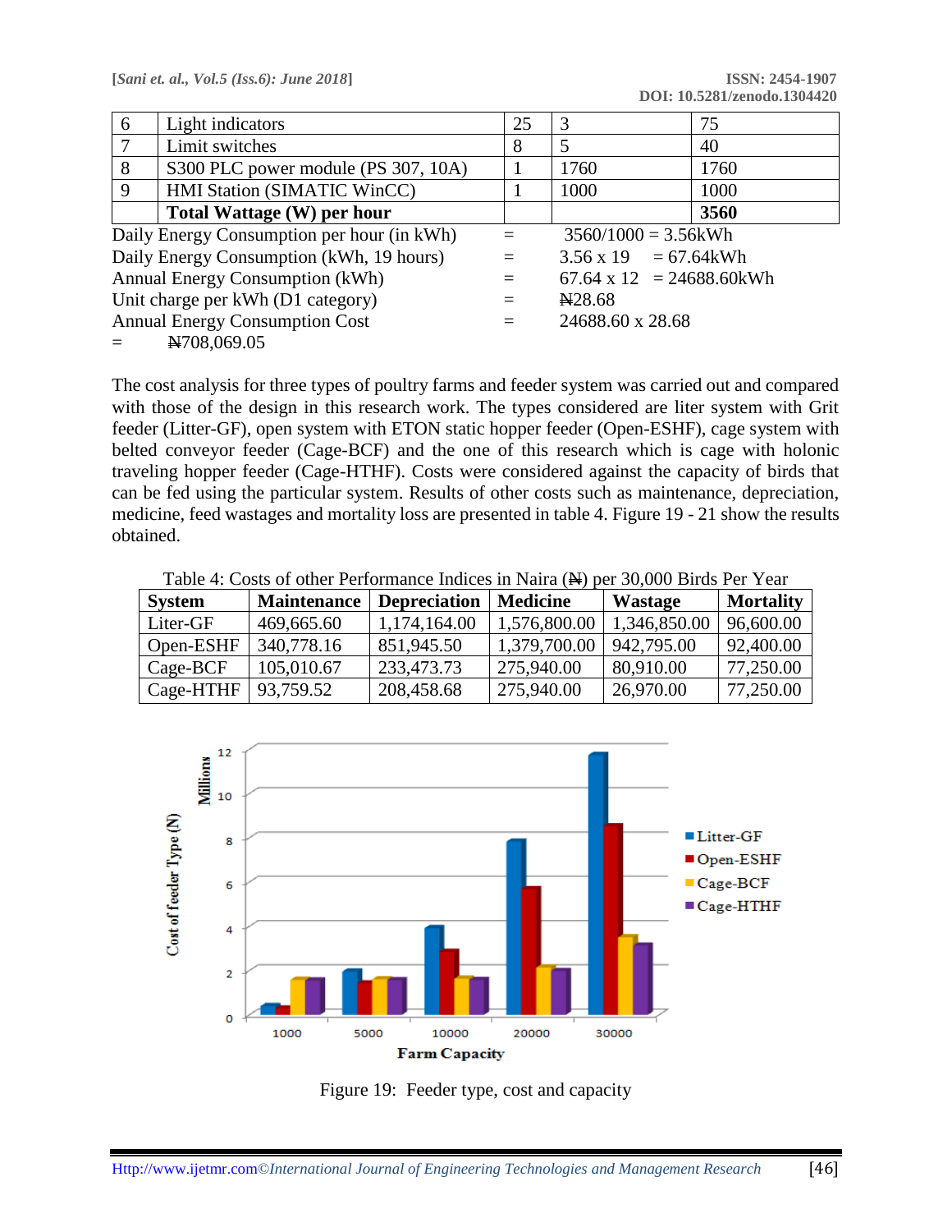| 6 | Light indicators | 25 | 3 | 75 |
|---|---|---|---|---|
| 7 | Limit switches | 8 | 5 | 40 |
| 8 | S300 PLC power module (PS 307, 10A) | 1 | 1760 | 1760 |
| 9 | HMI Station (SIMATIC WinCC) | 1 | 1000 | 1000 |
| | **Total Wattage (W) per hour** | | | **3560** |

Daily Energy Consumption per hour (in kWh) = 3560/1000 = 3.56kWh

Daily Energy Consumption (kWh, 19 hours) = 3.56 x 19 = 67.64kWh

Annual Energy Consumption (kWh) = 67.64 x 12 = 24688.60kWh

Unit charge per kWh (D1 category) = ₦28.68

Annual Energy Consumption Cost = 24688.60 x 28.68

= ₦708,069.05

The cost analysis for three types of poultry farms and feeder system was carried out and compared with those of the design in this research work. The types considered are liter system with Grit feeder (Litter-GF), open system with ETON static hopper feeder (Open-ESHF), cage system with belted conveyor feeder (Cage-BCF) and the one of this research which is cage with holonic traveling hopper feeder (Cage-HTHF). Costs were considered against the capacity of birds that can be fed using the particular system. Results of other costs such as maintenance, depreciation, medicine, feed wastages and mortality loss are presented in table 4. Figure 19 - 21 show the results obtained.

Table 4: Costs of other Performance Indices in Naira (₦) per 30,000 Birds Per Year

| **System** | **Maintenance** | **Depreciation** | **Medicine** | **Wastage** | **Mortality** |
|---|---|---|---|---|---|
| Liter-GF | 469,665.60 | 1,174,164.00 | 1,576,800.00 | 1,346,850.00 | 96,600.00 |
| Open-ESHF | 340,778.16 | 851,945.50 | 1,379,700.00 | 942,795.00 | 92,400.00 |
| Cage-BCF | 105,010.67 | 233,473.73 | 275,940.00 | 80,910.00 | 77,250.00 |
| Cage-HTHF | 93,759.52 | 208,458.68 | 275,940.00 | 26,970.00 | 77,250.00 |

Figure 19: Feeder type, cost and capacity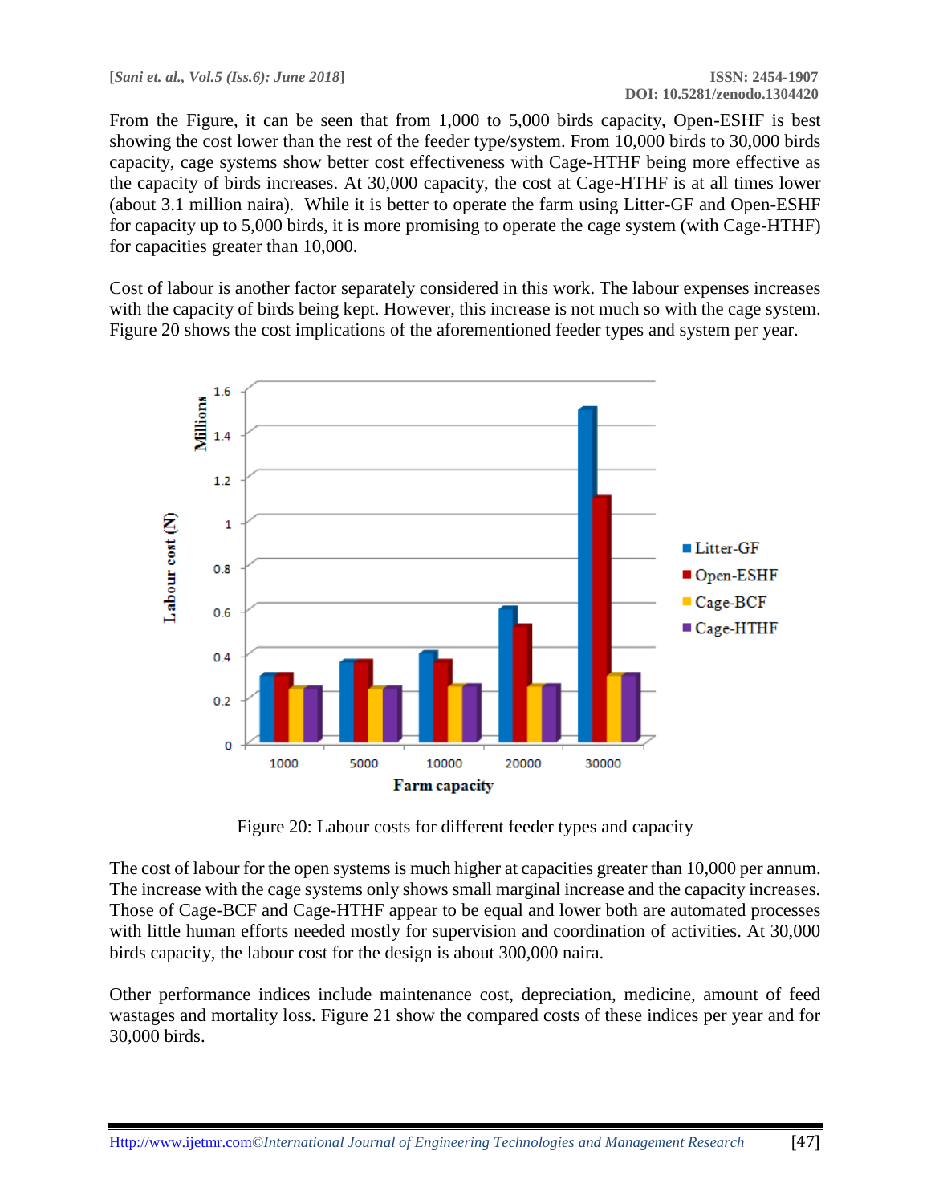From the Figure, it can be seen that from 1,000 to 5,000 birds capacity, Open-ESHF is best showing the cost lower than the rest of the feeder type/system. From 10,000 birds to 30,000 birds capacity, cage systems show better cost effectiveness with Cage-HTHF being more effective as the capacity of birds increases. At 30,000 capacity, the cost at Cage-HTHF is at all times lower (about 3.1 million naira). While it is better to operate the farm using Litter-GF and Open-ESHF for capacity up to 5,000 birds, it is more promising to operate the cage system (with Cage-HTHF) for capacities greater than 10,000.

Cost of labour is another factor separately considered in this work. The labour expenses increases with the capacity of birds being kept. However, this increase is not much so with the cage system. Figure 20 shows the cost implications of the aforementioned feeder types and system per year.

Figure 20: Labour costs for different feeder types and capacity

The cost of labour for the open systems is much higher at capacities greater than 10,000 per annum. The increase with the cage systems only shows small marginal increase and the capacity increases. Those of Cage-BCF and Cage-HTHF appear to be equal and lower both are automated processes with little human efforts needed mostly for supervision and coordination of activities. At 30,000 birds capacity, the labour cost for the design is about 300,000 naira.

Other performance indices include maintenance cost, depreciation, medicine, amount of feed wastages and mortality loss. Figure 21 show the compared costs of these indices per year and for 30,000 birds.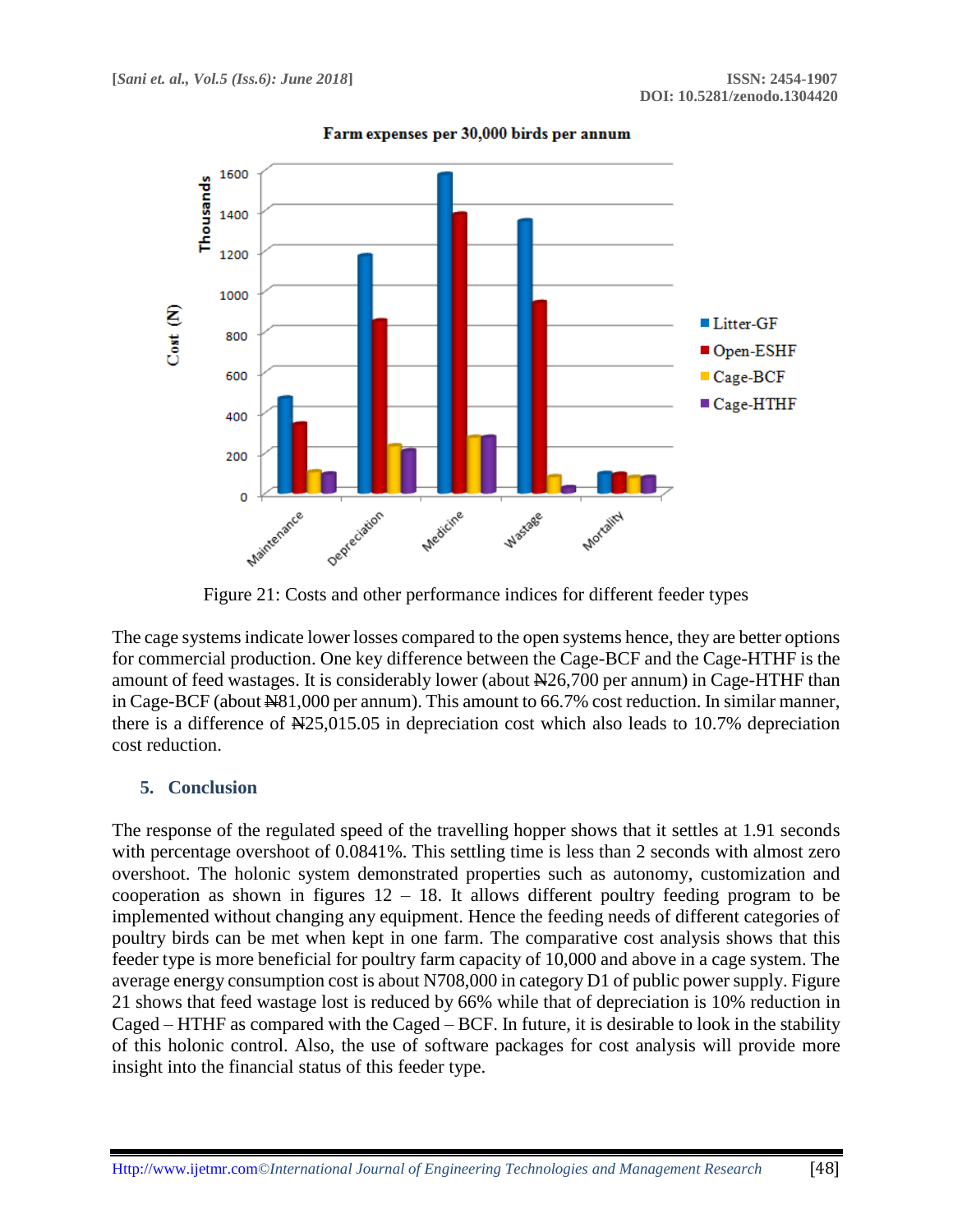Figure 21: Costs and other performance indices for different feeder types

The cage systems indicate lower losses compared to the open systems hence, they are better options for commercial production. One key difference between the Cage-BCF and the Cage-HTHF is the amount of feed wastages. It is considerably lower (about ₦26,700 per annum) in Cage-HTHF than in Cage-BCF (about ₦81,000 per annum). This amount to 66.7% cost reduction. In similar manner, there is a difference of ₦25,015.05 in depreciation cost which also leads to 10.7% depreciation cost reduction.

## 5. Conclusion

The response of the regulated speed of the travelling hopper shows that it settles at 1.91 seconds with percentage overshoot of 0.0841%. This settling time is less than 2 seconds with almost zero overshoot. The holonic system demonstrated properties such as autonomy, customization and cooperation as shown in figures 12 – 18. It allows different poultry feeding program to be implemented without changing any equipment. Hence the feeding needs of different categories of poultry birds can be met when kept in one farm. The comparative cost analysis shows that this feeder type is more beneficial for poultry farm capacity of 10,000 and above in a cage system. The average energy consumption cost is about N708,000 in category D1 of public power supply. Figure 21 shows that feed wastage lost is reduced by 66% while that of depreciation is 10% reduction in Caged – HTHF as compared with the Caged – BCF. In future, it is desirable to look in the stability of this holonic control. Also, the use of software packages for cost analysis will provide more insight into the financial status of this feeder type.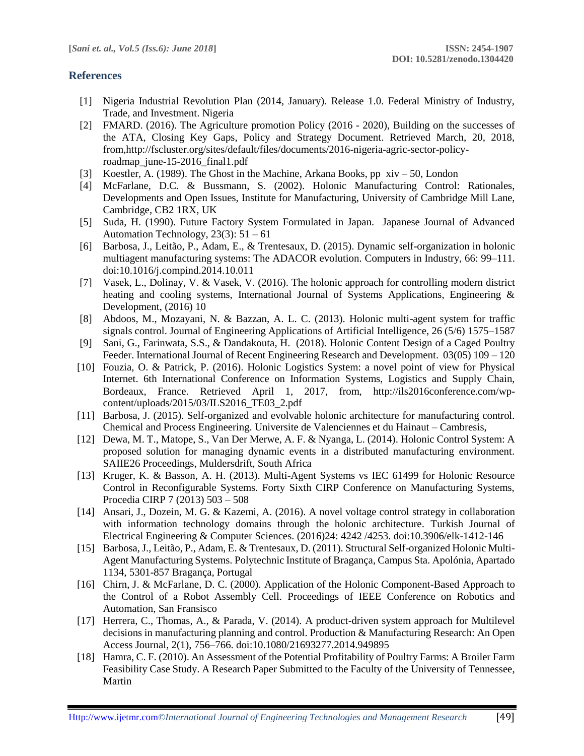## References

[1] Nigeria Industrial Revolution Plan (2014, January). Release 1.0. Federal Ministry of Industry, Trade, and Investment. Nigeria

[2] FMARD. (2016). The Agriculture promotion Policy (2016 - 2020), Building on the successes of the ATA, Closing Key Gaps, Policy and Strategy Document. Retrieved March, 20, 2018, from,http://fscluster.org/sites/default/files/documents/2016-nigeria-agric-sector-policy-roadmap_june-15-2016_final1.pdf

[3] Koestler, A. (1989). The Ghost in the Machine, Arkana Books, pp xiv – 50, London

[4] McFarlane, D.C. & Bussmann, S. (2002). Holonic Manufacturing Control: Rationales, Developments and Open Issues, Institute for Manufacturing, University of Cambridge Mill Lane, Cambridge, CB2 1RX, UK

[5] Suda, H. (1990). Future Factory System Formulated in Japan. Japanese Journal of Advanced Automation Technology, 23(3): 51 – 61

[6] Barbosa, J., Leitão, P., Adam, E., & Trentesaux, D. (2015). Dynamic self-organization in holonic multiagent manufacturing systems: The ADACOR evolution. Computers in Industry, 66: 99–111. doi:10.1016/j.compind.2014.10.011

[7] Vasek, L., Dolinay, V. & Vasek, V. (2016). The holonic approach for controlling modern district heating and cooling systems, International Journal of Systems Applications, Engineering & Development, (2016) 10

[8] Abdoos, M., Mozayani, N. & Bazzan, A. L. C. (2013). Holonic multi-agent system for traffic signals control. Journal of Engineering Applications of Artificial Intelligence, 26 (5/6) 1575–1587

[9] Sani, G., Farinwata, S.S., & Dandakouta, H. (2018). Holonic Content Design of a Caged Poultry Feeder. International Journal of Recent Engineering Research and Development. 03(05) 109 – 120

[10] Fouzia, O. & Patrick, P. (2016). Holonic Logistics System: a novel point of view for Physical Internet. 6th International Conference on Information Systems, Logistics and Supply Chain, Bordeaux, France. Retrieved April 1, 2017, from, http://ils2016conference.com/wp-content/uploads/2015/03/ILS2016_TE03_2.pdf

[11] Barbosa, J. (2015). Self-organized and evolvable holonic architecture for manufacturing control. Chemical and Process Engineering. Universite de Valenciennes et du Hainaut – Cambresis,

[12] Dewa, M. T., Matope, S., Van Der Merwe, A. F. & Nyanga, L. (2014). Holonic Control System: A proposed solution for managing dynamic events in a distributed manufacturing environment. SAIIE26 Proceedings, Muldersdrift, South Africa

[13] Kruger, K. & Basson, A. H. (2013). Multi-Agent Systems vs IEC 61499 for Holonic Resource Control in Reconfigurable Systems. Forty Sixth CIRP Conference on Manufacturing Systems, Procedia CIRP 7 (2013) 503 – 508

[14] Ansari, J., Dozein, M. G. & Kazemi, A. (2016). A novel voltage control strategy in collaboration with information technology domains through the holonic architecture. Turkish Journal of Electrical Engineering & Computer Sciences. (2016)24: 4242 /4253. doi:10.3906/elk-1412-146

[15] Barbosa, J., Leitão, P., Adam, E. & Trentesaux, D. (2011). Structural Self-organized Holonic Multi-Agent Manufacturing Systems. Polytechnic Institute of Bragança, Campus Sta. Apolónia, Apartado 1134, 5301-857 Bragança, Portugal

[16] Chirn, J. & McFarlane, D. C. (2000). Application of the Holonic Component-Based Approach to the Control of a Robot Assembly Cell. Proceedings of IEEE Conference on Robotics and Automation, San Fransisco

[17] Herrera, C., Thomas, A., & Parada, V. (2014). A product-driven system approach for Multilevel decisions in manufacturing planning and control. Production & Manufacturing Research: An Open Access Journal, 2(1), 756–766. doi:10.1080/21693277.2014.949895

[18] Hamra, C. F. (2010). An Assessment of the Potential Profitability of Poultry Farms: A Broiler Farm Feasibility Case Study. A Research Paper Submitted to the Faculty of the University of Tennessee, Martin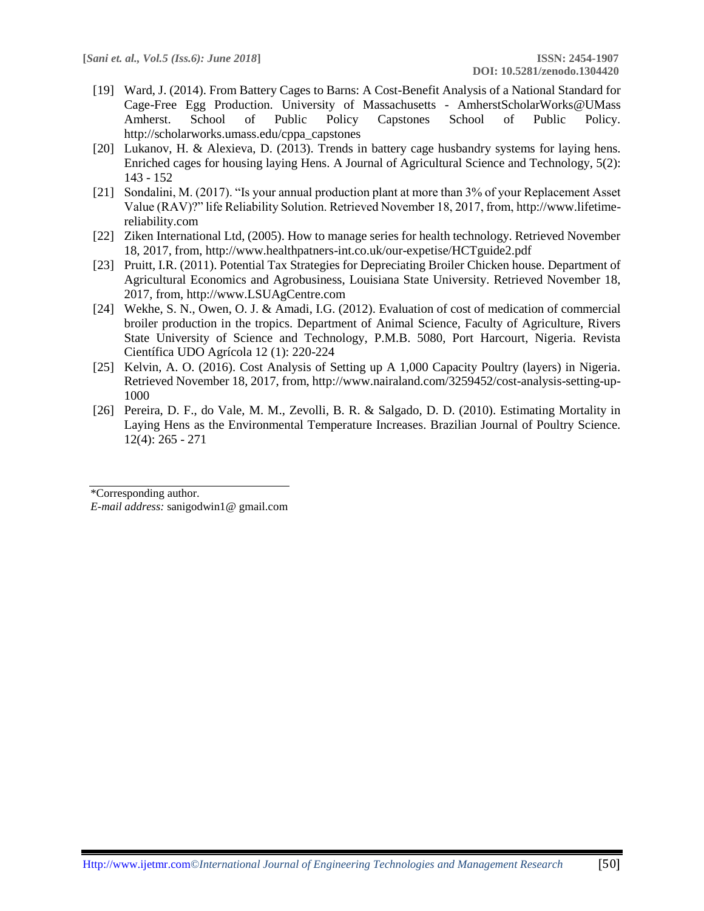[19] Ward, J. (2014). From Battery Cages to Barns: A Cost-Benefit Analysis of a National Standard for Cage-Free Egg Production. University of Massachusetts - AmherstScholarWorks@UMass Amherst. School of Public Policy Capstones School of Public Policy. http://scholarworks.umass.edu/cppa_capstones

[20] Lukanov, H. & Alexieva, D. (2013). Trends in battery cage husbandry systems for laying hens. Enriched cages for housing laying Hens. A Journal of Agricultural Science and Technology, 5(2): 143 - 152

[21] Sondalini, M. (2017). "Is your annual production plant at more than 3% of your Replacement Asset Value (RAV)?" life Reliability Solution. Retrieved November 18, 2017, from, http://www.lifetime-reliability.com

[22] Ziken International Ltd, (2005). How to manage series for health technology. Retrieved November 18, 2017, from, http://www.healthpatners-int.co.uk/our-expetise/HCTguide2.pdf

[23] Pruitt, I.R. (2011). Potential Tax Strategies for Depreciating Broiler Chicken house. Department of Agricultural Economics and Agrobusiness, Louisiana State University. Retrieved November 18, 2017, from, http://www.LSUAgCentre.com

[24] Wekhe, S. N., Owen, O. J. & Amadi, I.G. (2012). Evaluation of cost of medication of commercial broiler production in the tropics. Department of Animal Science, Faculty of Agriculture, Rivers State University of Science and Technology, P.M.B. 5080, Port Harcourt, Nigeria. Revista Científica UDO Agrícola 12 (1): 220-224

[25] Kelvin, A. O. (2016). Cost Analysis of Setting up A 1,000 Capacity Poultry (layers) in Nigeria. Retrieved November 18, 2017, from, http://www.nairaland.com/3259452/cost-analysis-setting-up-1000

[26] Pereira, D. F., do Vale, M. M., Zevolli, B. R. & Salgado, D. D. (2010). Estimating Mortality in Laying Hens as the Environmental Temperature Increases. Brazilian Journal of Poultry Science. 12(4): 265 - 271

---

*Corresponding author.
*E-mail address:* sanigodwin1@ gmail.com